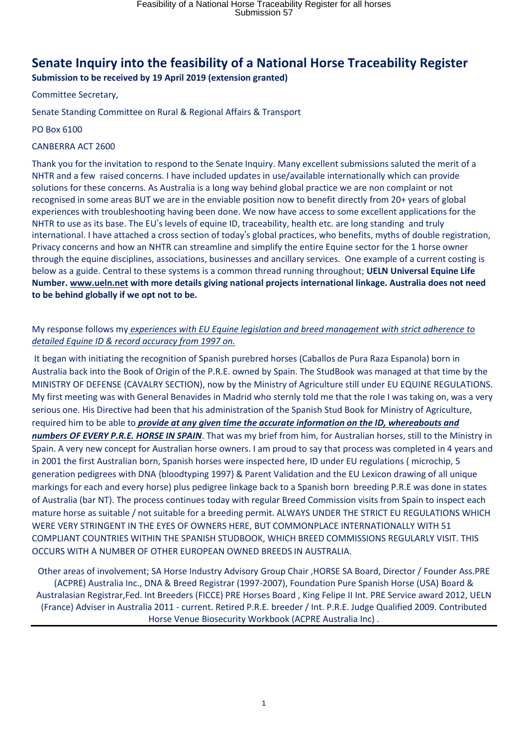# Senate Inquiry into the feasibility of a National Horse Traceability Register

**Submission to be received by 19 April 2019 (extension granted)**

Committee Secretary,

Senate Standing Committee on Rural & Regional Affairs & Transport

PO Box 6100

CANBERRA ACT 2600

Thank you for the invitation to respond to the Senate Inquiry. Many excellent submissions saluted the merit of a NHTR and a few raised concerns. I have included updates in use/available internationally which can provide solutions for these concerns. As Australia is a long way behind global practice we are non complaint or not recognised in some areas BUT we are in the enviable position now to benefit directly from 20+ years of global experiences with troubleshooting having been done. We now have access to some excellent applications for the NHTR to use as its base. The EU's levels of equine ID, traceability, health etc. are long standing and truly international. I have attached a cross section of today's global practices, who benefits, myths of double registration, Privacy concerns and how an NHTR can streamline and simplify the entire Equine sector for the 1 horse owner through the equine disciplines, associations, businesses and ancillary services. One example of a current costing is below as a guide. Central to these systems is a common thread running throughout; **UELN Universal Equine Life Number. www.ueln.net with more details giving national projects international linkage. Australia does not need to be behind globally if we opt not to be.**

My response follows my *experiences with EU Equine legislation and breed management with strict adherence to detailed Equine ID & record accuracy from 1997 on.*

It began with initiating the recognition of Spanish purebred horses (Caballos de Pura Raza Espanola) born in Australia back into the Book of Origin of the P.R.E. owned by Spain. The StudBook was managed at that time by the MINISTRY OF DEFENSE (CAVALRY SECTION), now by the Ministry of Agriculture still under EU EQUINE REGULATIONS. My first meeting was with General Benavides in Madrid who sternly told me that the role I was taking on, was a very serious one. His Directive had been that his administration of the Spanish Stud Book for Ministry of Agriculture, required him to be able to ***provide at any given time the accurate information on the ID, whereabouts and numbers OF EVERY P.R.E. HORSE IN SPAIN***. That was my brief from him, for Australian horses, still to the Ministry in Spain. A very new concept for Australian horse owners. I am proud to say that process was completed in 4 years and in 2001 the first Australian born, Spanish horses were inspected here, ID under EU regulations ( microchip, 5 generation pedigrees with DNA {bloodtyping 1997} & Parent Validation and the EU Lexicon drawing of all unique markings for each and every horse) plus pedigree linkage back to a Spanish born breeding P.R.E was done in states of Australia (bar NT). The process continues today with regular Breed Commission visits from Spain to inspect each mature horse as suitable / not suitable for a breeding permit. ALWAYS UNDER THE STRICT EU REGULATIONS WHICH WERE VERY STRINGENT IN THE EYES OF OWNERS HERE, BUT COMMONPLACE INTERNATIONALLY WITH 51 COMPLIANT COUNTRIES WITHIN THE SPANISH STUDBOOK, WHICH BREED COMMISSIONS REGULARLY VISIT. THIS OCCURS WITH A NUMBER OF OTHER EUROPEAN OWNED BREEDS IN AUSTRALIA.

Other areas of involvement; SA Horse Industry Advisory Group Chair ,HORSE SA Board, Director / Founder Ass.PRE (ACPRE) Australia Inc., DNA & Breed Registrar (1997-2007), Foundation Pure Spanish Horse (USA) Board & Australasian Registrar,Fed. Int Breeders (FICCE) PRE Horses Board , King Felipe II Int. PRE Service award 2012, UELN (France) Adviser in Australia 2011 - current. Retired P.R.E. breeder / Int. P.R.E. Judge Qualified 2009. Contributed Horse Venue Biosecurity Workbook (ACPRE Australia Inc) .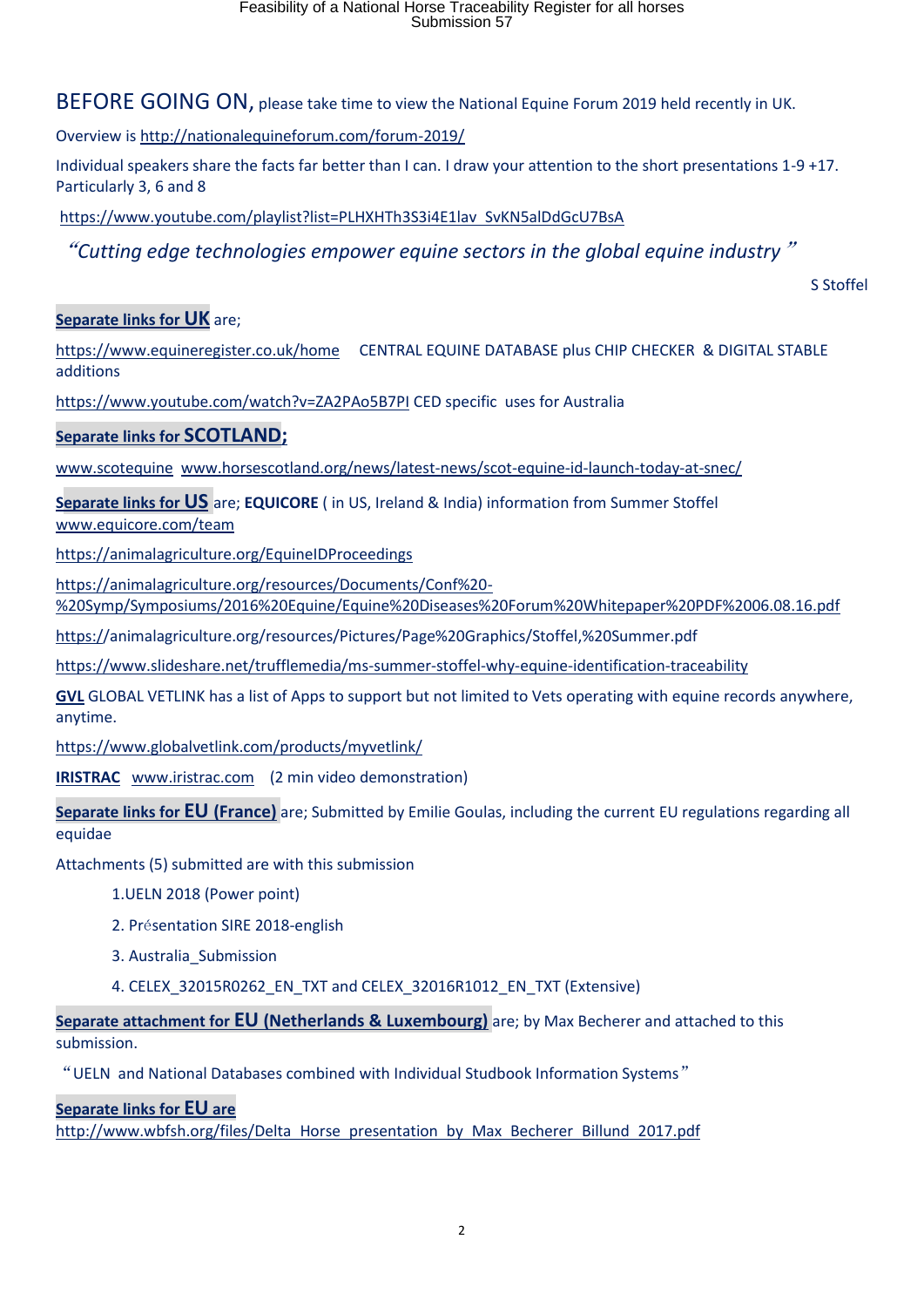BEFORE GOING ON, please take time to view the National Equine Forum 2019 held recently in UK.

Overview is http://nationalequineforum.com/forum-2019/

Individual speakers share the facts far better than I can. I draw your attention to the short presentations 1-9 +17. Particularly 3, 6 and 8

https://www.youtube.com/playlist?list=PLHXHTh3S3i4E1lav_SvKN5alDdGcU7BsA

*"Cutting edge technologies empower equine sectors in the global equine industry"*

S Stoffel

**Separate links for UK** are;

https://www.equineregister.co.uk/home CENTRAL EQUINE DATABASE plus CHIP CHECKER & DIGITAL STABLE additions

https://www.youtube.com/watch?v=ZA2PAo5B7PI CED specific uses for Australia

**Separate links for SCOTLAND;**

www.scotequine www.horsescotland.org/news/latest-news/scot-equine-id-launch-today-at-snec/

**Separate links for US** are; **EQUICORE** ( in US, Ireland & India) information from Summer Stoffel www.equicore.com/team

https://animalagriculture.org/EquineIDProceedings

https://animalagriculture.org/resources/Documents/Conf%20-%20Symp/Symposiums/2016%20Equine/Equine%20Diseases%20Forum%20Whitepaper%20PDF%2006.08.16.pdf

https://animalagriculture.org/resources/Pictures/Page%20Graphics/Stoffel,%20Summer.pdf

https://www.slideshare.net/trufflemedia/ms-summer-stoffel-why-equine-identification-traceability

**GVL** GLOBAL VETLINK has a list of Apps to support but not limited to Vets operating with equine records anywhere, anytime.

https://www.globalvetlink.com/products/myvetlink/

**IRISTRAC** www.iristrac.com (2 min video demonstration)

**Separate links for EU (France)** are; Submitted by Emilie Goulas, including the current EU regulations regarding all equidae

Attachments (5) submitted are with this submission

1. UELN 2018 (Power point)
2. Présentation SIRE 2018-english
3. Australia_Submission
4. CELEX_32015R0262_EN_TXT and CELEX_32016R1012_EN_TXT (Extensive)

**Separate attachment for EU (Netherlands & Luxembourg)** are; by Max Becherer and attached to this submission.

"UELN and National Databases combined with Individual Studbook Information Systems"

**Separate links for EU are**
http://www.wbfsh.org/files/Delta_Horse_presentation_by_Max_Becherer_Billund_2017.pdf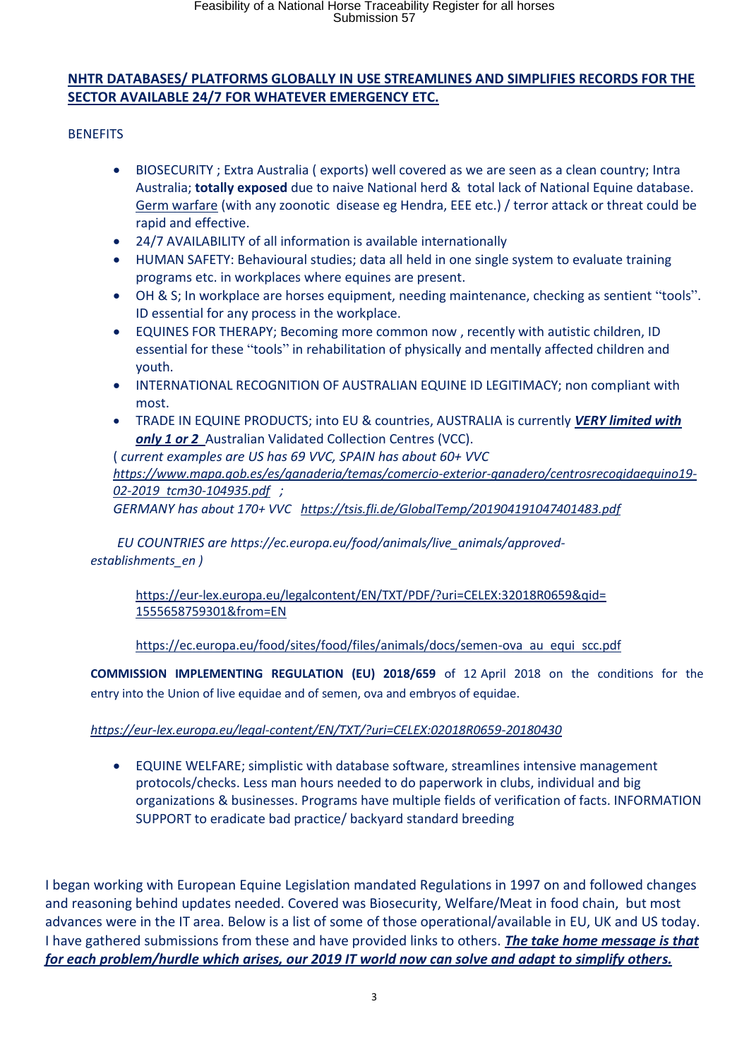**<u>NHTR DATABASES/ PLATFORMS GLOBALLY IN USE STREAMLINES AND SIMPLIFIES RECORDS FOR THE SECTOR AVAILABLE 24/7 FOR WHATEVER EMERGENCY ETC.</u>**

BENEFITS

- BIOSECURITY ; Extra Australia ( exports) well covered as we are seen as a clean country; Intra Australia; **totally exposed** due to naive National herd & total lack of National Equine database. <u>Germ warfare</u> (with any zoonotic disease eg Hendra, EEE etc.) / terror attack or threat could be rapid and effective.
- 24/7 AVAILABILITY of all information is available internationally
- HUMAN SAFETY: Behavioural studies; data all held in one single system to evaluate training programs etc. in workplaces where equines are present.
- OH & S; In workplace are horses equipment, needing maintenance, checking as sentient "tools". ID essential for any process in the workplace.
- EQUINES FOR THERAPY; Becoming more common now , recently with autistic children, ID essential for these "tools" in rehabilitation of physically and mentally affected children and youth.
- INTERNATIONAL RECOGNITION OF AUSTRALIAN EQUINE ID LEGITIMACY; non compliant with most.
- TRADE IN EQUINE PRODUCTS; into EU & countries, AUSTRALIA is currently ***<u>VERY limited with only 1 or 2</u>*** Australian Validated Collection Centres (VCC).

*( current examples are US has 69 VVC, SPAIN has about 60+ VVC <u>https://www.mapa.gob.es/es/ganaderia/temas/comercio-exterior-ganadero/centrosrecogidaequino19-02-2019_tcm30-104935.pdf</u> ;*
*GERMANY has about 170+ VVC <u>https://tsis.fli.de/GlobalTemp/201904191047401483.pdf</u>*

*EU COUNTRIES are https://ec.europa.eu/food/animals/live_animals/approved-establishments_en )*

<u>https://eur-lex.europa.eu/legalcontent/EN/TXT/PDF/?uri=CELEX:32018R0659&qid=1555658759301&from=EN</u>

<u>https://ec.europa.eu/food/sites/food/files/animals/docs/semen-ova_au_equi_scc.pdf</u>

**COMMISSION IMPLEMENTING REGULATION (EU) 2018/659** of 12 April 2018 on the conditions for the entry into the Union of live equidae and of semen, ova and embryos of equidae.

*<u>https://eur-lex.europa.eu/legal-content/EN/TXT/?uri=CELEX:02018R0659-20180430</u>*

- EQUINE WELFARE; simplistic with database software, streamlines intensive management protocols/checks. Less man hours needed to do paperwork in clubs, individual and big organizations & businesses. Programs have multiple fields of verification of facts. INFORMATION SUPPORT to eradicate bad practice/ backyard standard breeding

I began working with European Equine Legislation mandated Regulations in 1997 on and followed changes and reasoning behind updates needed. Covered was Biosecurity, Welfare/Meat in food chain, but most advances were in the IT area. Below is a list of some of those operational/available in EU, UK and US today. I have gathered submissions from these and have provided links to others. ***<u>The take home message is that for each problem/hurdle which arises, our 2019 IT world now can solve and adapt to simplify others.</u>***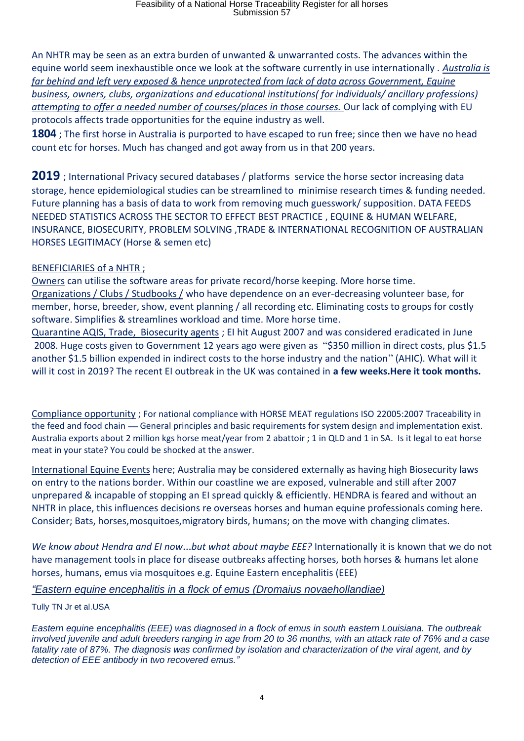An NHTR may be seen as an extra burden of unwanted & unwarranted costs. The advances within the equine world seem inexhaustible once we look at the software currently in use internationally . *Australia is far behind and left very exposed & hence unprotected from lack of data across Government, Equine business, owners, clubs, organizations and educational institutions( for individuals/ ancillary professions) attempting to offer a needed number of courses/places in those courses.* Our lack of complying with EU protocols affects trade opportunities for the equine industry as well.

**1804** ; The first horse in Australia is purported to have escaped to run free; since then we have no head count etc for horses. Much has changed and got away from us in that 200 years.

**2019** ; International Privacy secured databases / platforms service the horse sector increasing data storage, hence epidemiological studies can be streamlined to minimise research times & funding needed. Future planning has a basis of data to work from removing much guesswork/ supposition. DATA FEEDS NEEDED STATISTICS ACROSS THE SECTOR TO EFFECT BEST PRACTICE , EQUINE & HUMAN WELFARE, INSURANCE, BIOSECURITY, PROBLEM SOLVING ,TRADE & INTERNATIONAL RECOGNITION OF AUSTRALIAN HORSES LEGITIMACY (Horse & semen etc)

BENEFICIARIES of a NHTR ;

Owners can utilise the software areas for private record/horse keeping. More horse time.
Organizations / Clubs / Studbooks / who have dependence on an ever-decreasing volunteer base, for member, horse, breeder, show, event planning / all recording etc. Eliminating costs to groups for costly software. Simplifies & streamlines workload and time. More horse time.
Quarantine AQIS, Trade, Biosecurity agents ; EI hit August 2007 and was considered eradicated in June 2008. Huge costs given to Government 12 years ago were given as "$350 million in direct costs, plus $1.5 another $1.5 billion expended in indirect costs to the horse industry and the nation" (AHIC). What will it will it cost in 2019? The recent EI outbreak in the UK was contained in **a few weeks.Here it took months.**

Compliance opportunity ; For national compliance with HORSE MEAT regulations ISO 22005:2007 Traceability in the feed and food chain — General principles and basic requirements for system design and implementation exist. Australia exports about 2 million kgs horse meat/year from 2 abattoir ; 1 in QLD and 1 in SA. Is it legal to eat horse meat in your state? You could be shocked at the answer.

International Equine Events here; Australia may be considered externally as having high Biosecurity laws on entry to the nations border. Within our coastline we are exposed, vulnerable and still after 2007 unprepared & incapable of stopping an EI spread quickly & efficiently. HENDRA is feared and without an NHTR in place, this influences decisions re overseas horses and human equine professionals coming here. Consider; Bats, horses,mosquitoes,migratory birds, humans; on the move with changing climates.

*We know about Hendra and EI now...but what about maybe EEE?* Internationally it is known that we do not have management tools in place for disease outbreaks affecting horses, both horses & humans let alone horses, humans, emus via mosquitoes e.g. Equine Eastern encephalitis (EEE)

*"Eastern equine encephalitis in a flock of emus (Dromaius novaehollandiae)*

Tully TN Jr et al.USA

*Eastern equine encephalitis (EEE) was diagnosed in a flock of emus in south eastern Louisiana. The outbreak involved juvenile and adult breeders ranging in age from 20 to 36 months, with an attack rate of 76% and a case fatality rate of 87%. The diagnosis was confirmed by isolation and characterization of the viral agent, and by detection of EEE antibody in two recovered emus."*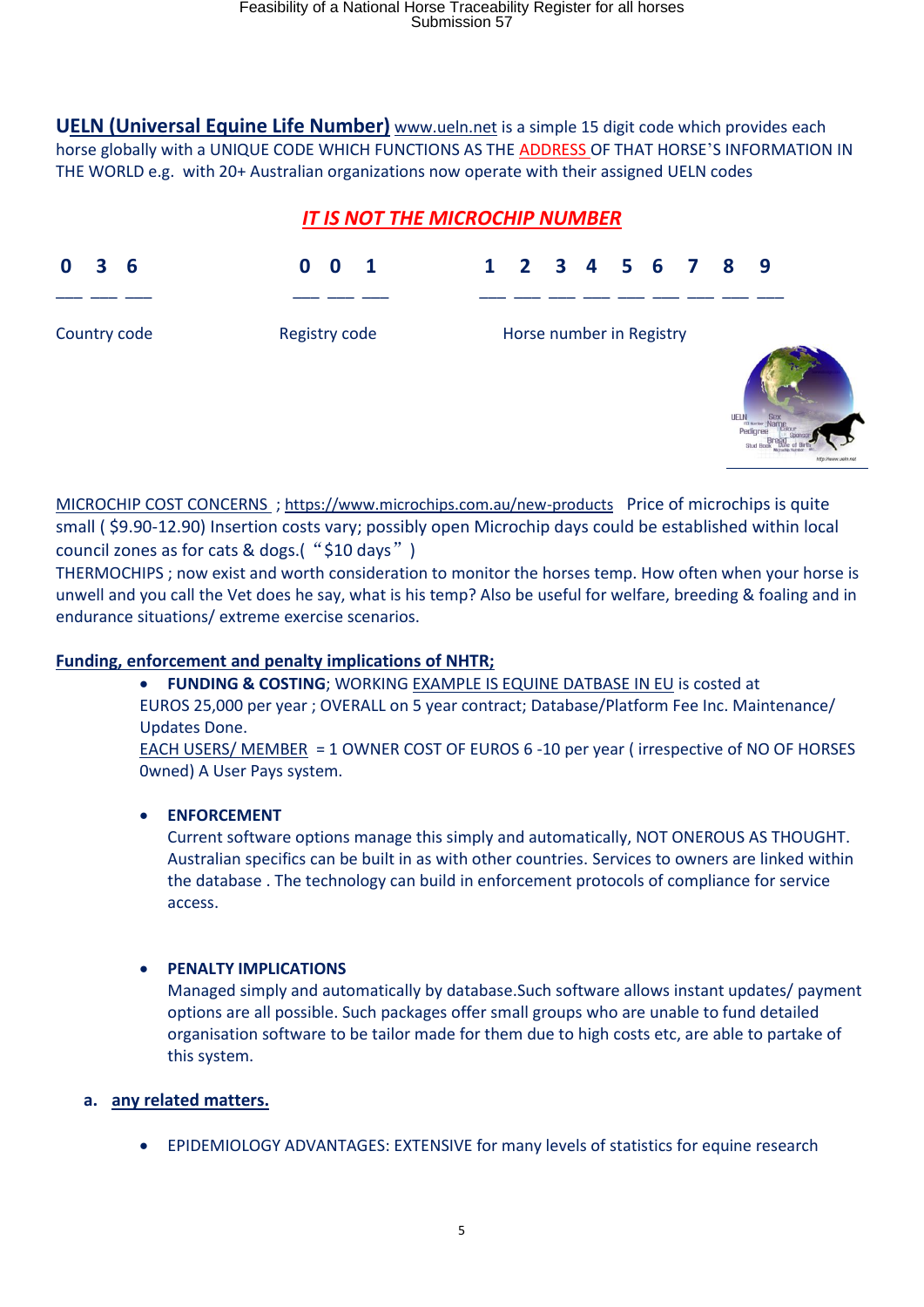**UELN (Universal Equine Life Number)** www.ueln.net is a simple 15 digit code which provides each horse globally with a UNIQUE CODE WHICH FUNCTIONS AS THE ADDRESS OF THAT HORSE'S INFORMATION IN THE WORLD e.g. with 20+ Australian organizations now operate with their assigned UELN codes

***IT IS NOT THE MICROCHIP NUMBER***

| 0 3 6 | 0 0 1 | 1 2 3 4 5 6 7 8 9 |
|---|---|---|
| Country code | Registry code | Horse number in Registry |

MICROCHIP COST CONCERNS ; https://www.microchips.com.au/new-products Price of microchips is quite small ( $9.90-12.90) Insertion costs vary; possibly open Microchip days could be established within local council zones as for cats & dogs.( "$10 days" )
THERMOCHIPS ; now exist and worth consideration to monitor the horses temp. How often when your horse is unwell and you call the Vet does he say, what is his temp? Also be useful for welfare, breeding & foaling and in endurance situations/ extreme exercise scenarios.

**Funding, enforcement and penalty implications of NHTR;**

- **FUNDING & COSTING**; WORKING EXAMPLE IS EQUINE DATBASE IN EU is costed at EUROS 25,000 per year ; OVERALL on 5 year contract; Database/Platform Fee Inc. Maintenance/ Updates Done.
  EACH USERS/ MEMBER = 1 OWNER COST OF EUROS 6 -10 per year ( irrespective of NO OF HORSES 0wned) A User Pays system.

- **ENFORCEMENT**
  Current software options manage this simply and automatically, NOT ONEROUS AS THOUGHT. Australian specifics can be built in as with other countries. Services to owners are linked within the database . The technology can build in enforcement protocols of compliance for service access.

- **PENALTY IMPLICATIONS**
  Managed simply and automatically by database.Such software allows instant updates/ payment options are all possible. Such packages offer small groups who are unable to fund detailed organisation software to be tailor made for them due to high costs etc, are able to partake of this system.

**a. any related matters.**

- EPIDEMIOLOGY ADVANTAGES: EXTENSIVE for many levels of statistics for equine research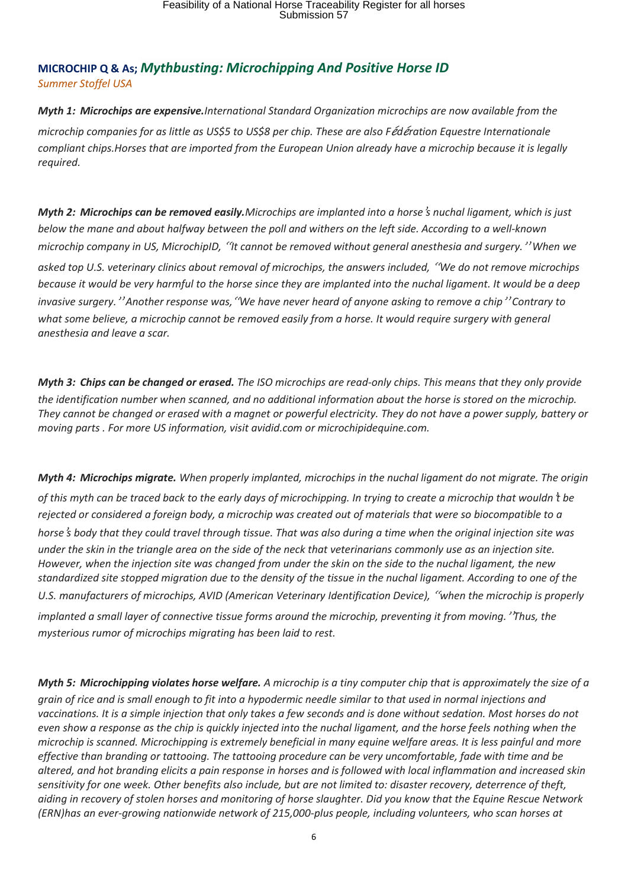## MICROCHIP Q & As; *Mythbusting: Microchipping And Positive Horse ID*

*Summer Stoffel USA*

***Myth 1: Microchips are expensive.*** *International Standard Organization microchips are now available from the microchip companies for as little as US$5 to US$8 per chip. These are also Fédération Equestre Internationale compliant chips. Horses that are imported from the European Union already have a microchip because it is legally required.*

***Myth 2: Microchips can be removed easily.*** *Microchips are implanted into a horse's nuchal ligament, which is just below the mane and about halfway between the poll and withers on the left side. According to a well-known microchip company in US, MicrochipID, "It cannot be removed without general anesthesia and surgery." When we asked top U.S. veterinary clinics about removal of microchips, the answers included, "We do not remove microchips because it would be very harmful to the horse since they are implanted into the nuchal ligament. It would be a deep invasive surgery." Another response was, "We have never heard of anyone asking to remove a chip" Contrary to what some believe, a microchip cannot be removed easily from a horse. It would require surgery with general anesthesia and leave a scar.*

***Myth 3: Chips can be changed or erased.*** *The ISO microchips are read-only chips. This means that they only provide the identification number when scanned, and no additional information about the horse is stored on the microchip. They cannot be changed or erased with a magnet or powerful electricity. They do not have a power supply, battery or moving parts . For more US information, visit avidid.com or microchipidequine.com.*

***Myth 4: Microchips migrate.*** *When properly implanted, microchips in the nuchal ligament do not migrate. The origin of this myth can be traced back to the early days of microchipping. In trying to create a microchip that wouldn't be rejected or considered a foreign body, a microchip was created out of materials that were so biocompatible to a horse's body that they could travel through tissue. That was also during a time when the original injection site was under the skin in the triangle area on the side of the neck that veterinarians commonly use as an injection site. However, when the injection site was changed from under the skin on the side to the nuchal ligament, the new standardized site stopped migration due to the density of the tissue in the nuchal ligament. According to one of the U.S. manufacturers of microchips, AVID (American Veterinary Identification Device), "when the microchip is properly implanted a small layer of connective tissue forms around the microchip, preventing it from moving." Thus, the mysterious rumor of microchips migrating has been laid to rest.*

***Myth 5: Microchipping violates horse welfare.*** *A microchip is a tiny computer chip that is approximately the size of a grain of rice and is small enough to fit into a hypodermic needle similar to that used in normal injections and vaccinations. It is a simple injection that only takes a few seconds and is done without sedation. Most horses do not even show a response as the chip is quickly injected into the nuchal ligament, and the horse feels nothing when the microchip is scanned. Microchipping is extremely beneficial in many equine welfare areas. It is less painful and more effective than branding or tattooing. The tattooing procedure can be very uncomfortable, fade with time and be altered, and hot branding elicits a pain response in horses and is followed with local inflammation and increased skin sensitivity for one week. Other benefits also include, but are not limited to: disaster recovery, deterrence of theft, aiding in recovery of stolen horses and monitoring of horse slaughter. Did you know that the Equine Rescue Network (ERN)has an ever-growing nationwide network of 215,000-plus people, including volunteers, who scan horses at*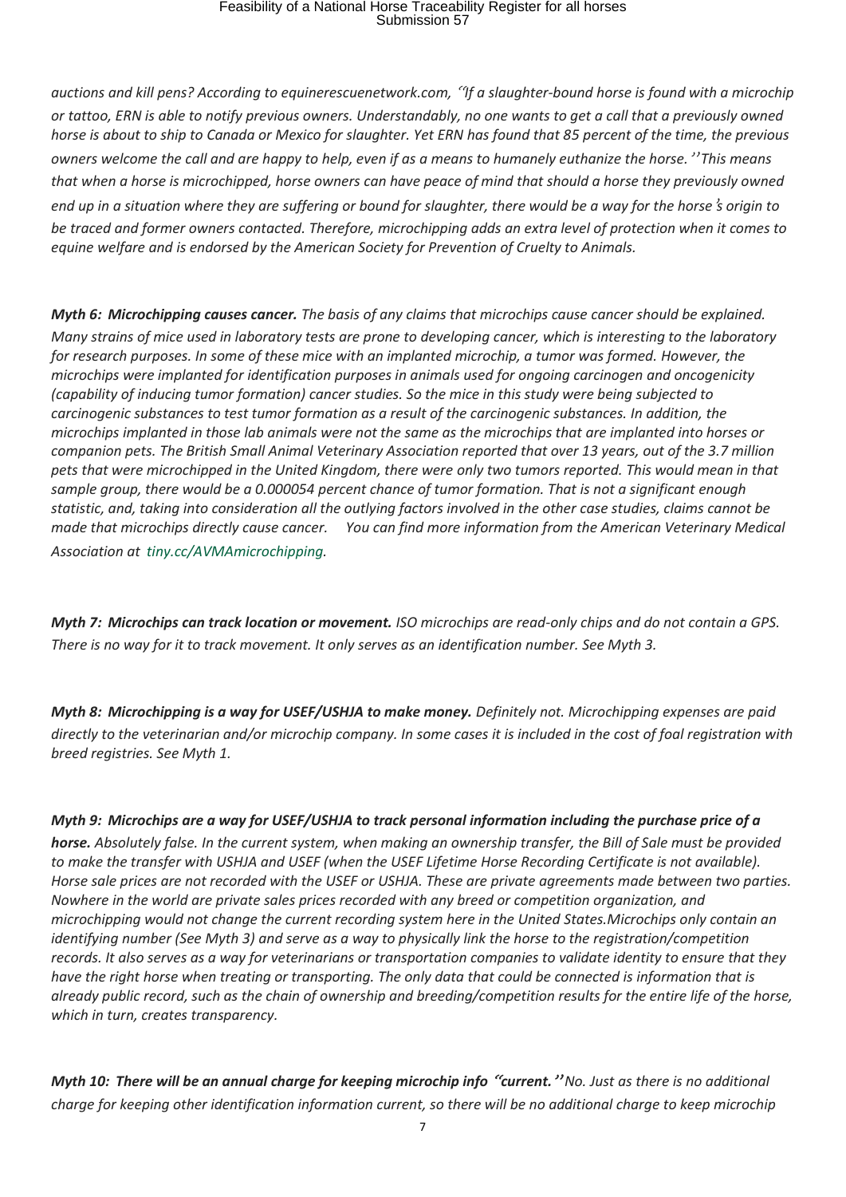*auctions and kill pens? According to equinerescuenetwork.com, "If a slaughter-bound horse is found with a microchip or tattoo, ERN is able to notify previous owners. Understandably, no one wants to get a call that a previously owned horse is about to ship to Canada or Mexico for slaughter. Yet ERN has found that 85 percent of the time, the previous owners welcome the call and are happy to help, even if as a means to humanely euthanize the horse." This means that when a horse is microchipped, horse owners can have peace of mind that should a horse they previously owned end up in a situation where they are suffering or bound for slaughter, there would be a way for the horse's origin to be traced and former owners contacted. Therefore, microchipping adds an extra level of protection when it comes to equine welfare and is endorsed by the American Society for Prevention of Cruelty to Animals.*

***Myth 6: Microchipping causes cancer.*** *The basis of any claims that microchips cause cancer should be explained. Many strains of mice used in laboratory tests are prone to developing cancer, which is interesting to the laboratory for research purposes. In some of these mice with an implanted microchip, a tumor was formed. However, the microchips were implanted for identification purposes in animals used for ongoing carcinogen and oncogenicity (capability of inducing tumor formation) cancer studies. So the mice in this study were being subjected to carcinogenic substances to test tumor formation as a result of the carcinogenic substances. In addition, the microchips implanted in those lab animals were not the same as the microchips that are implanted into horses or companion pets. The British Small Animal Veterinary Association reported that over 13 years, out of the 3.7 million pets that were microchipped in the United Kingdom, there were only two tumors reported. This would mean in that sample group, there would be a 0.000054 percent chance of tumor formation. That is not a significant enough statistic, and, taking into consideration all the outlying factors involved in the other case studies, claims cannot be made that microchips directly cause cancer. You can find more information from the American Veterinary Medical Association at tiny.cc/AVMAmicrochipping.*

***Myth 7: Microchips can track location or movement.*** *ISO microchips are read-only chips and do not contain a GPS. There is no way for it to track movement. It only serves as an identification number. See Myth 3.*

***Myth 8: Microchipping is a way for USEF/USHJA to make money.*** *Definitely not. Microchipping expenses are paid directly to the veterinarian and/or microchip company. In some cases it is included in the cost of foal registration with breed registries. See Myth 1.*

***Myth 9: Microchips are a way for USEF/USHJA to track personal information including the purchase price of a horse.*** *Absolutely false. In the current system, when making an ownership transfer, the Bill of Sale must be provided to make the transfer with USHJA and USEF (when the USEF Lifetime Horse Recording Certificate is not available). Horse sale prices are not recorded with the USEF or USHJA. These are private agreements made between two parties. Nowhere in the world are private sales prices recorded with any breed or competition organization, and microchipping would not change the current recording system here in the United States.Microchips only contain an identifying number (See Myth 3) and serve as a way to physically link the horse to the registration/competition records. It also serves as a way for veterinarians or transportation companies to validate identity to ensure that they have the right horse when treating or transporting. The only data that could be connected is information that is already public record, such as the chain of ownership and breeding/competition results for the entire life of the horse, which in turn, creates transparency.*

***Myth 10: There will be an annual charge for keeping microchip info "current."*** *No. Just as there is no additional charge for keeping other identification information current, so there will be no additional charge to keep microchip*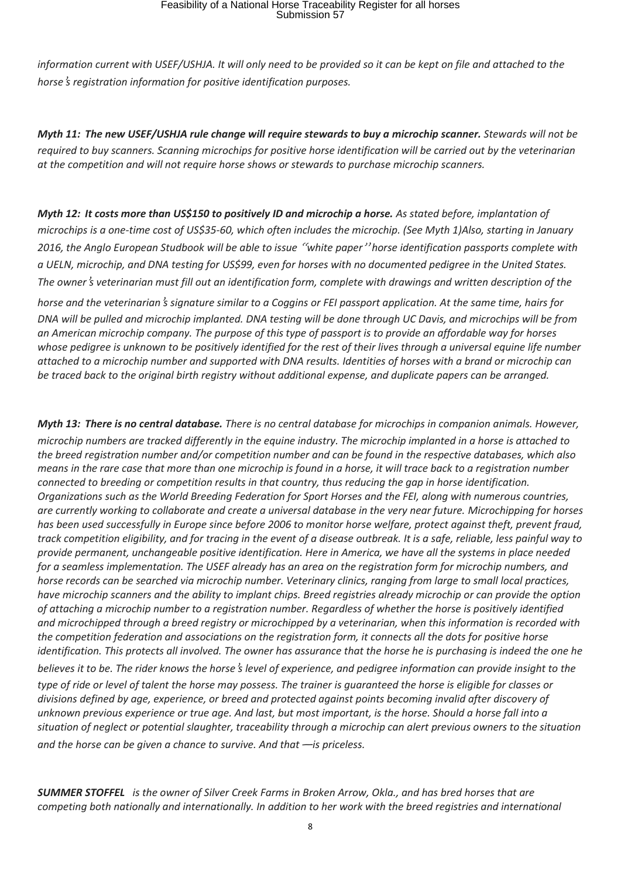*information current with USEF/USHJA. It will only need to be provided so it can be kept on file and attached to the horse's registration information for positive identification purposes.*

***Myth 11: The new USEF/USHJA rule change will require stewards to buy a microchip scanner.*** *Stewards will not be required to buy scanners. Scanning microchips for positive horse identification will be carried out by the veterinarian at the competition and will not require horse shows or stewards to purchase microchip scanners.*

***Myth 12: It costs more than US$150 to positively ID and microchip a horse.*** *As stated before, implantation of microchips is a one-time cost of US$35-60, which often includes the microchip. (See Myth 1)Also, starting in January 2016, the Anglo European Studbook will be able to issue "white paper" horse identification passports complete with a UELN, microchip, and DNA testing for US$99, even for horses with no documented pedigree in the United States. The owner's veterinarian must fill out an identification form, complete with drawings and written description of the horse and the veterinarian's signature similar to a Coggins or FEI passport application. At the same time, hairs for DNA will be pulled and microchip implanted. DNA testing will be done through UC Davis, and microchips will be from an American microchip company. The purpose of this type of passport is to provide an affordable way for horses whose pedigree is unknown to be positively identified for the rest of their lives through a universal equine life number attached to a microchip number and supported with DNA results. Identities of horses with a brand or microchip can be traced back to the original birth registry without additional expense, and duplicate papers can be arranged.*

***Myth 13: There is no central database.*** *There is no central database for microchips in companion animals. However, microchip numbers are tracked differently in the equine industry. The microchip implanted in a horse is attached to the breed registration number and/or competition number and can be found in the respective databases, which also means in the rare case that more than one microchip is found in a horse, it will trace back to a registration number connected to breeding or competition results in that country, thus reducing the gap in horse identification. Organizations such as the World Breeding Federation for Sport Horses and the FEI, along with numerous countries, are currently working to collaborate and create a universal database in the very near future. Microchipping for horses has been used successfully in Europe since before 2006 to monitor horse welfare, protect against theft, prevent fraud, track competition eligibility, and for tracing in the event of a disease outbreak. It is a safe, reliable, less painful way to provide permanent, unchangeable positive identification. Here in America, we have all the systems in place needed for a seamless implementation. The USEF already has an area on the registration form for microchip numbers, and horse records can be searched via microchip number. Veterinary clinics, ranging from large to small local practices, have microchip scanners and the ability to implant chips. Breed registries already microchip or can provide the option of attaching a microchip number to a registration number. Regardless of whether the horse is positively identified and microchipped through a breed registry or microchipped by a veterinarian, when this information is recorded with the competition federation and associations on the registration form, it connects all the dots for positive horse identification. This protects all involved. The owner has assurance that the horse he is purchasing is indeed the one he believes it to be. The rider knows the horse's level of experience, and pedigree information can provide insight to the type of ride or level of talent the horse may possess. The trainer is guaranteed the horse is eligible for classes or divisions defined by age, experience, or breed and protected against points becoming invalid after discovery of unknown previous experience or true age. And last, but most important, is the horse. Should a horse fall into a situation of neglect or potential slaughter, traceability through a microchip can alert previous owners to the situation and the horse can be given a chance to survive. And that —is priceless.*

***SUMMER STOFFEL*** *is the owner of Silver Creek Farms in Broken Arrow, Okla., and has bred horses that are competing both nationally and internationally. In addition to her work with the breed registries and international*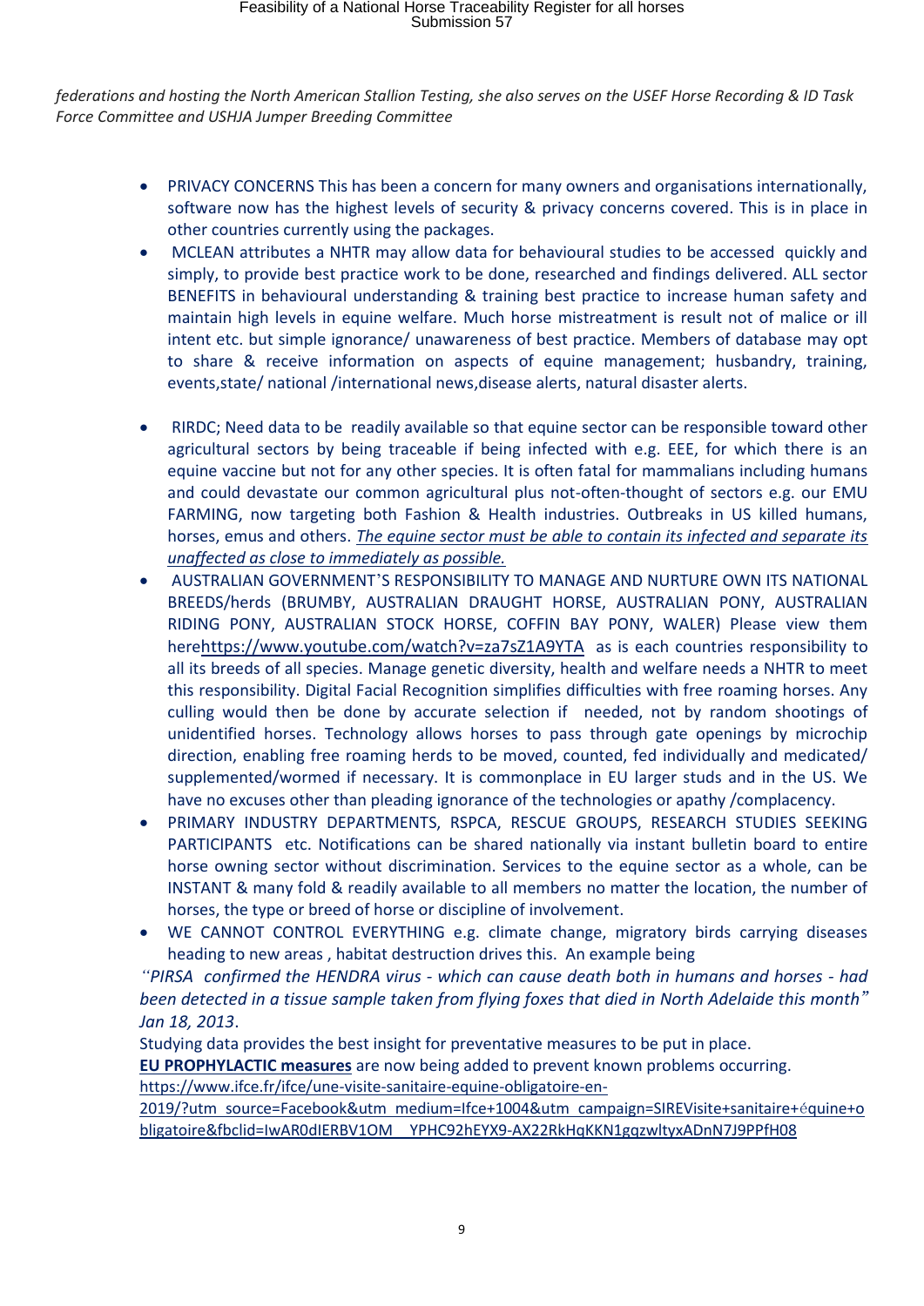*federations and hosting the North American Stallion Testing, she also serves on the USEF Horse Recording & ID Task Force Committee and USHJA Jumper Breeding Committee*

- PRIVACY CONCERNS This has been a concern for many owners and organisations internationally, software now has the highest levels of security & privacy concerns covered. This is in place in other countries currently using the packages.
- MCLEAN attributes a NHTR may allow data for behavioural studies to be accessed quickly and simply, to provide best practice work to be done, researched and findings delivered. ALL sector BENEFITS in behavioural understanding & training best practice to increase human safety and maintain high levels in equine welfare. Much horse mistreatment is result not of malice or ill intent etc. but simple ignorance/ unawareness of best practice. Members of database may opt to share & receive information on aspects of equine management; husbandry, training, events,state/ national /international news,disease alerts, natural disaster alerts.

- RIRDC; Need data to be readily available so that equine sector can be responsible toward other agricultural sectors by being traceable if being infected with e.g. EEE, for which there is an equine vaccine but not for any other species. It is often fatal for mammalians including humans and could devastate our common agricultural plus not-often-thought of sectors e.g. our EMU FARMING, now targeting both Fashion & Health industries. Outbreaks in US killed humans, horses, emus and others. *The equine sector must be able to contain its infected and separate its unaffected as close to immediately as possible.*
- AUSTRALIAN GOVERNMENT'S RESPONSIBILITY TO MANAGE AND NURTURE OWN ITS NATIONAL BREEDS/herds (BRUMBY, AUSTRALIAN DRAUGHT HORSE, AUSTRALIAN PONY, AUSTRALIAN RIDING PONY, AUSTRALIAN STOCK HORSE, COFFIN BAY PONY, WALER) Please view them herehttps://www.youtube.com/watch?v=za7sZ1A9YTA as is each countries responsibility to all its breeds of all species. Manage genetic diversity, health and welfare needs a NHTR to meet this responsibility. Digital Facial Recognition simplifies difficulties with free roaming horses. Any culling would then be done by accurate selection if needed, not by random shootings of unidentified horses. Technology allows horses to pass through gate openings by microchip direction, enabling free roaming herds to be moved, counted, fed individually and medicated/ supplemented/wormed if necessary. It is commonplace in EU larger studs and in the US. We have no excuses other than pleading ignorance of the technologies or apathy /complacency.
- PRIMARY INDUSTRY DEPARTMENTS, RSPCA, RESCUE GROUPS, RESEARCH STUDIES SEEKING PARTICIPANTS etc. Notifications can be shared nationally via instant bulletin board to entire horse owning sector without discrimination. Services to the equine sector as a whole, can be INSTANT & many fold & readily available to all members no matter the location, the number of horses, the type or breed of horse or discipline of involvement.
- WE CANNOT CONTROL EVERYTHING e.g. climate change, migratory birds carrying diseases heading to new areas , habitat destruction drives this. An example being

*"PIRSA confirmed the HENDRA virus - which can cause death both in humans and horses - had been detected in a tissue sample taken from flying foxes that died in North Adelaide this month" Jan 18, 2013*.

Studying data provides the best insight for preventative measures to be put in place.

**EU PROPHYLACTIC measures** are now being added to prevent known problems occurring.

https://www.ifce.fr/ifce/une-visite-sanitaire-equine-obligatoire-en-2019/?utm_source=Facebook&utm_medium=Ifce+1004&utm_campaign=SIREVisite+sanitaire+équine+obligatoire&fbclid=IwAR0dIERBV1OM_YPHC92hEYX9-AX22RkHqKKN1gqzwltyxADnN7J9PPfH08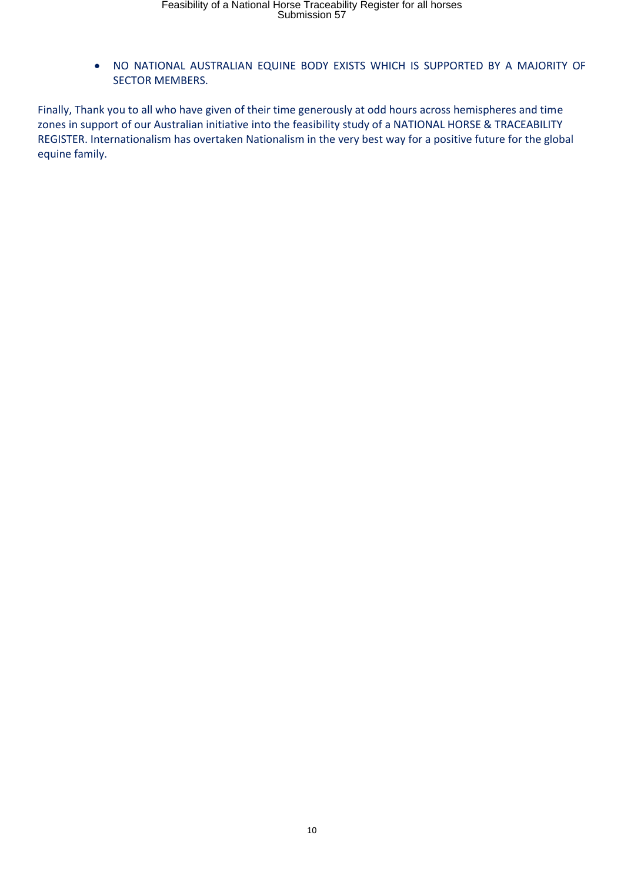- NO NATIONAL AUSTRALIAN EQUINE BODY EXISTS WHICH IS SUPPORTED BY A MAJORITY OF SECTOR MEMBERS.

Finally, Thank you to all who have given of their time generously at odd hours across hemispheres and time zones in support of our Australian initiative into the feasibility study of a NATIONAL HORSE & TRACEABILITY REGISTER. Internationalism has overtaken Nationalism in the very best way for a positive future for the global equine family.